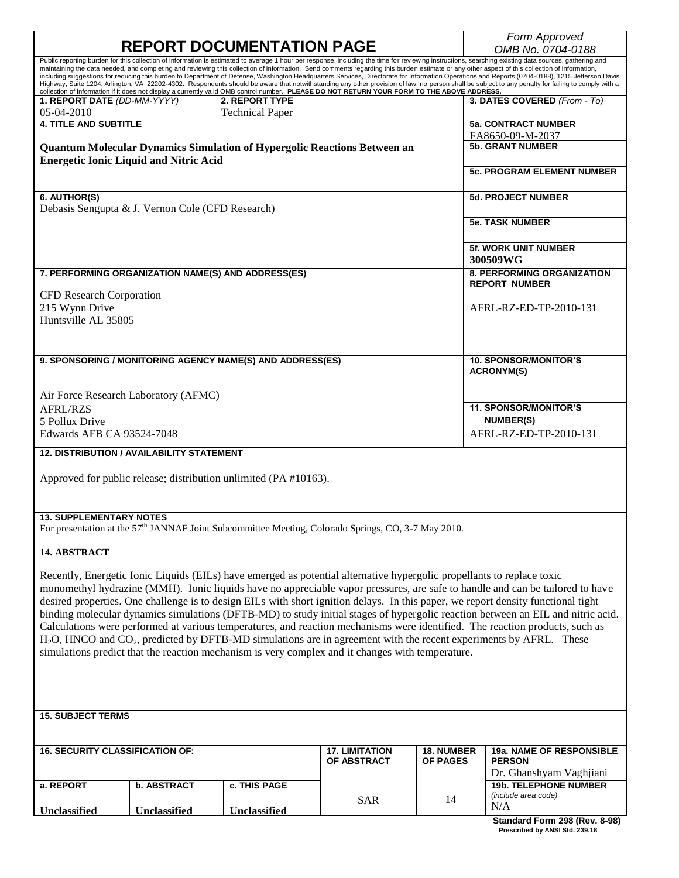# REPORT DOCUMENTATION PAGE

*Form Approved*
*OMB No. 0704-0188*

Public reporting burden for this collection of information is estimated to average 1 hour per response, including the time for reviewing instructions, searching existing data sources, gathering and maintaining the data needed, and completing and reviewing this collection of information. Send comments regarding this burden estimate or any other aspect of this collection of information, including suggestions for reducing this burden to Department of Defense, Washington Headquarters Services, Directorate for Information Operations and Reports (0704-0188), 1215 Jefferson Davis Highway, Suite 1204, Arlington, VA 22202-4302. Respondents should be aware that notwithstanding any other provision of law, no person shall be subject to any penalty for failing to comply with a collection of information if it does not display a currently valid OMB control number. **PLEASE DO NOT RETURN YOUR FORM TO THE ABOVE ADDRESS.**

| **1. REPORT DATE** *(DD-MM-YYYY)* | **2. REPORT TYPE** | **3. DATES COVERED** *(From - To)* |
|---|---|---|
| 05-04-2010 | Technical Paper | |

**4. TITLE AND SUBTITLE**

**Quantum Molecular Dynamics Simulation of Hypergolic Reactions Between an Energetic Ionic Liquid and Nitric Acid**

**5a. CONTRACT NUMBER**
FA8650-09-M-2037

**5b. GRANT NUMBER**

**5c. PROGRAM ELEMENT NUMBER**

**6. AUTHOR(S)**
Debasis Sengupta & J. Vernon Cole (CFD Research)

**5d. PROJECT NUMBER**

**5e. TASK NUMBER**

**5f. WORK UNIT NUMBER**
300509WG

**7. PERFORMING ORGANIZATION NAME(S) AND ADDRESS(ES)**

CFD Research Corporation
215 Wynn Drive
Huntsville AL 35805

**8. PERFORMING ORGANIZATION REPORT NUMBER**

AFRL-RZ-ED-TP-2010-131

**9. SPONSORING / MONITORING AGENCY NAME(S) AND ADDRESS(ES)**

Air Force Research Laboratory (AFMC)
AFRL/RZS
5 Pollux Drive
Edwards AFB CA 93524-7048

**10. SPONSOR/MONITOR'S ACRONYM(S)**

**11. SPONSOR/MONITOR'S NUMBER(S)**
AFRL-RZ-ED-TP-2010-131

**12. DISTRIBUTION / AVAILABILITY STATEMENT**

Approved for public release; distribution unlimited (PA #10163).

**13. SUPPLEMENTARY NOTES**
For presentation at the 57th JANNAF Joint Subcommittee Meeting, Colorado Springs, CO, 3-7 May 2010.

**14. ABSTRACT**

Recently, Energetic Ionic Liquids (EILs) have emerged as potential alternative hypergolic propellants to replace toxic monomethyl hydrazine (MMH). Ionic liquids have no appreciable vapor pressures, are safe to handle and can be tailored to have desired properties. One challenge is to design EILs with short ignition delays. In this paper, we report density functional tight binding molecular dynamics simulations (DFTB-MD) to study initial stages of hypergolic reaction between an EIL and nitric acid. Calculations were performed at various temperatures, and reaction mechanisms were identified. The reaction products, such as $H_2O$, HNCO and $CO_2$, predicted by DFTB-MD simulations are in agreement with the recent experiments by AFRL. These simulations predict that the reaction mechanism is very complex and it changes with temperature.

**15. SUBJECT TERMS**

| **16. SECURITY CLASSIFICATION OF:** | | | **17. LIMITATION OF ABSTRACT** | **18. NUMBER OF PAGES** | **19a. NAME OF RESPONSIBLE PERSON** |
|---|---|---|---|---|---|
| | | | | | Dr. Ghanshyam Vaghjiani |
| **a. REPORT** | **b. ABSTRACT** | **c. THIS PAGE** | SAR | 14 | **19b. TELEPHONE NUMBER** *(include area code)* |
| Unclassified | Unclassified | Unclassified | | | N/A |

**Standard Form 298 (Rev. 8-98)**
**Prescribed by ANSI Std. 239.18**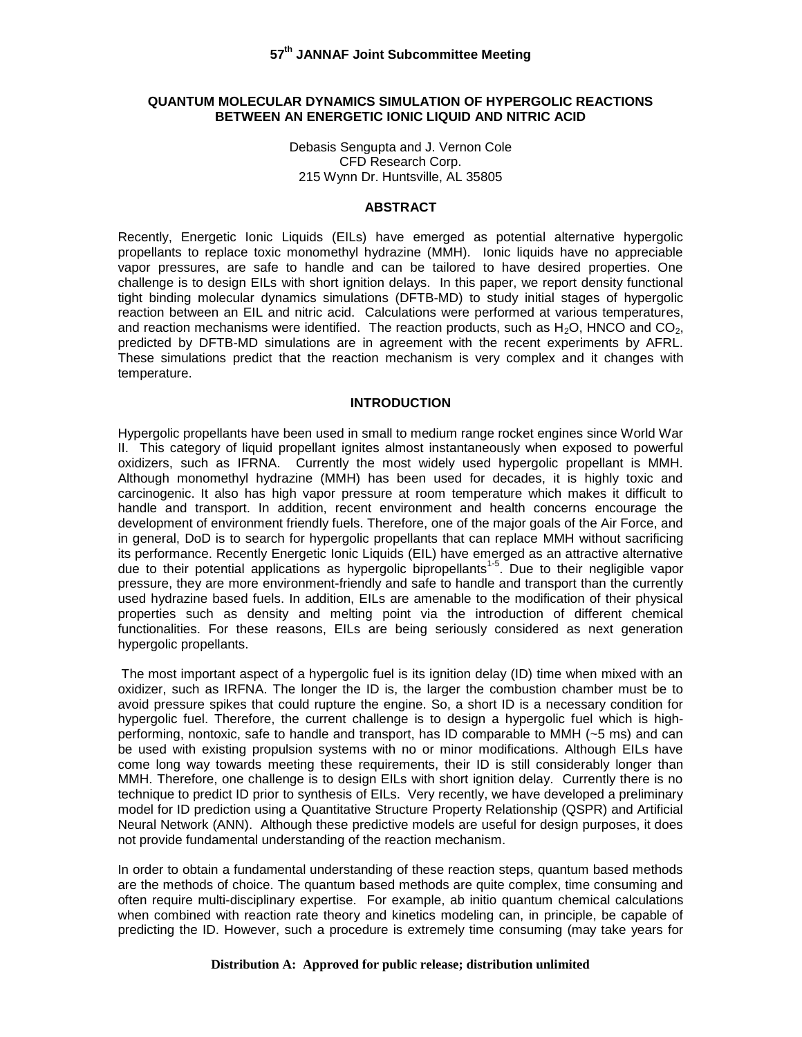**57th JANNAF Joint Subcommittee Meeting**

# QUANTUM MOLECULAR DYNAMICS SIMULATION OF HYPERGOLIC REACTIONS BETWEEN AN ENERGETIC IONIC LIQUID AND NITRIC ACID

Debasis Sengupta and J. Vernon Cole
CFD Research Corp.
215 Wynn Dr. Huntsville, AL 35805

## ABSTRACT

Recently, Energetic Ionic Liquids (EILs) have emerged as potential alternative hypergolic propellants to replace toxic monomethyl hydrazine (MMH). Ionic liquids have no appreciable vapor pressures, are safe to handle and can be tailored to have desired properties. One challenge is to design EILs with short ignition delays. In this paper, we report density functional tight binding molecular dynamics simulations (DFTB-MD) to study initial stages of hypergolic reaction between an EIL and nitric acid. Calculations were performed at various temperatures, and reaction mechanisms were identified. The reaction products, such as $H_2O$, HNCO and $CO_2$, predicted by DFTB-MD simulations are in agreement with the recent experiments by AFRL. These simulations predict that the reaction mechanism is very complex and it changes with temperature.

## INTRODUCTION

Hypergolic propellants have been used in small to medium range rocket engines since World War II. This category of liquid propellant ignites almost instantaneously when exposed to powerful oxidizers, such as IFRNA. Currently the most widely used hypergolic propellant is MMH. Although monomethyl hydrazine (MMH) has been used for decades, it is highly toxic and carcinogenic. It also has high vapor pressure at room temperature which makes it difficult to handle and transport. In addition, recent environment and health concerns encourage the development of environment friendly fuels. Therefore, one of the major goals of the Air Force, and in general, DoD is to search for hypergolic propellants that can replace MMH without sacrificing its performance. Recently Energetic Ionic Liquids (EIL) have emerged as an attractive alternative due to their potential applications as hypergolic bipropellants[1-5]. Due to their negligible vapor pressure, they are more environment-friendly and safe to handle and transport than the currently used hydrazine based fuels. In addition, EILs are amenable to the modification of their physical properties such as density and melting point via the introduction of different chemical functionalities. For these reasons, EILs are being seriously considered as next generation hypergolic propellants.

The most important aspect of a hypergolic fuel is its ignition delay (ID) time when mixed with an oxidizer, such as IRFNA. The longer the ID is, the larger the combustion chamber must be to avoid pressure spikes that could rupture the engine. So, a short ID is a necessary condition for hypergolic fuel. Therefore, the current challenge is to design a hypergolic fuel which is high-performing, nontoxic, safe to handle and transport, has ID comparable to MMH (~5 ms) and can be used with existing propulsion systems with no or minor modifications. Although EILs have come long way towards meeting these requirements, their ID is still considerably longer than MMH. Therefore, one challenge is to design EILs with short ignition delay. Currently there is no technique to predict ID prior to synthesis of EILs. Very recently, we have developed a preliminary model for ID prediction using a Quantitative Structure Property Relationship (QSPR) and Artificial Neural Network (ANN). Although these predictive models are useful for design purposes, it does not provide fundamental understanding of the reaction mechanism.

In order to obtain a fundamental understanding of these reaction steps, quantum based methods are the methods of choice. The quantum based methods are quite complex, time consuming and often require multi-disciplinary expertise. For example, ab initio quantum chemical calculations when combined with reaction rate theory and kinetics modeling can, in principle, be capable of predicting the ID. However, such a procedure is extremely time consuming (may take years for

**Distribution A: Approved for public release; distribution unlimited**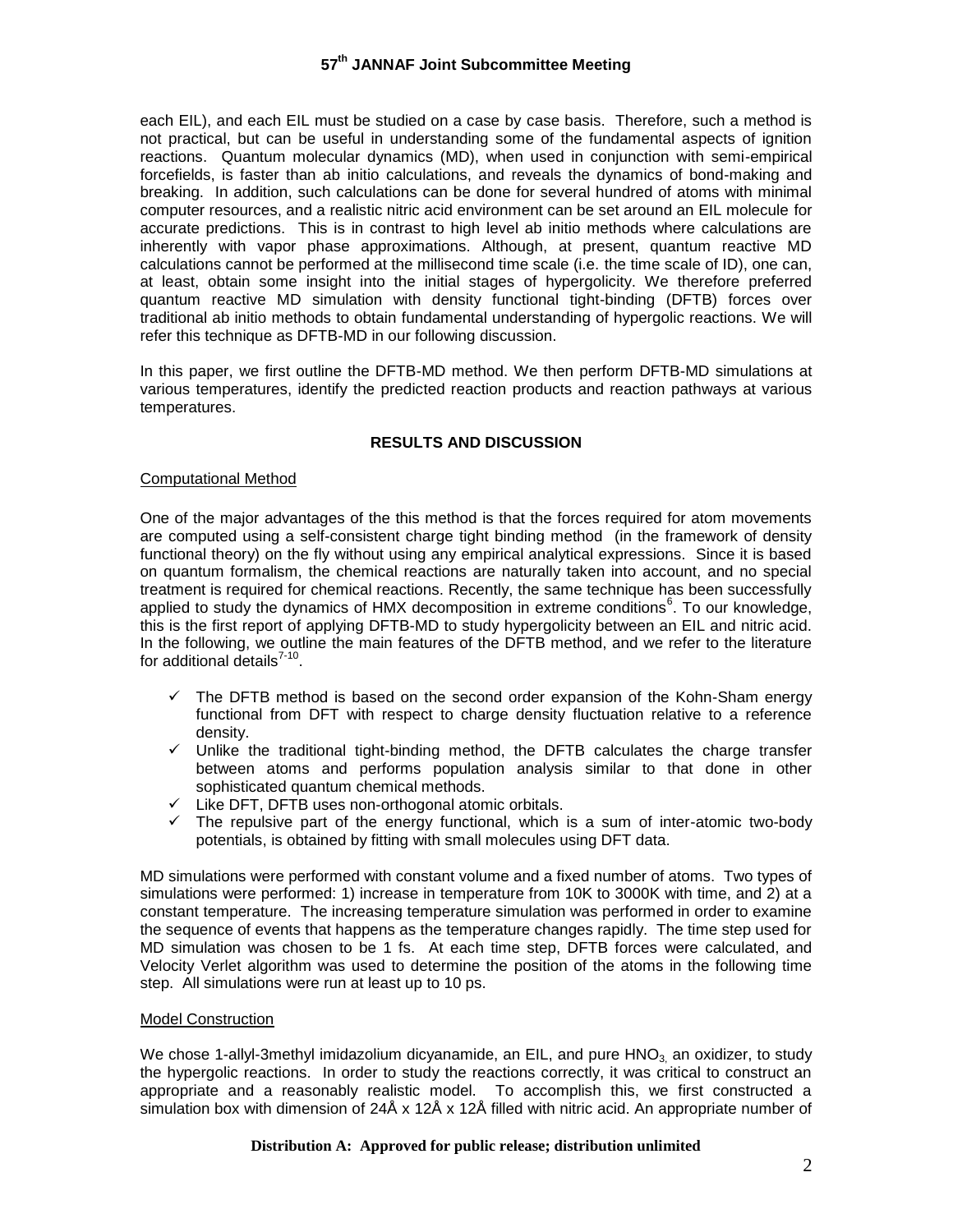each EIL), and each EIL must be studied on a case by case basis. Therefore, such a method is not practical, but can be useful in understanding some of the fundamental aspects of ignition reactions. Quantum molecular dynamics (MD), when used in conjunction with semi-empirical forcefields, is faster than ab initio calculations, and reveals the dynamics of bond-making and breaking. In addition, such calculations can be done for several hundred of atoms with minimal computer resources, and a realistic nitric acid environment can be set around an EIL molecule for accurate predictions. This is in contrast to high level ab initio methods where calculations are inherently with vapor phase approximations. Although, at present, quantum reactive MD calculations cannot be performed at the millisecond time scale (i.e. the time scale of ID), one can, at least, obtain some insight into the initial stages of hypergolicity. We therefore preferred quantum reactive MD simulation with density functional tight-binding (DFTB) forces over traditional ab initio methods to obtain fundamental understanding of hypergolic reactions. We will refer this technique as DFTB-MD in our following discussion.

In this paper, we first outline the DFTB-MD method. We then perform DFTB-MD simulations at various temperatures, identify the predicted reaction products and reaction pathways at various temperatures.

## RESULTS AND DISCUSSION

### Computational Method

One of the major advantages of the this method is that the forces required for atom movements are computed using a self-consistent charge tight binding method (in the framework of density functional theory) on the fly without using any empirical analytical expressions. Since it is based on quantum formalism, the chemical reactions are naturally taken into account, and no special treatment is required for chemical reactions. Recently, the same technique has been successfully applied to study the dynamics of HMX decomposition in extreme conditions[6]. To our knowledge, this is the first report of applying DFTB-MD to study hypergolicity between an EIL and nitric acid. In the following, we outline the main features of the DFTB method, and we refer to the literature for additional details[7-10].

- ✓ The DFTB method is based on the second order expansion of the Kohn-Sham energy functional from DFT with respect to charge density fluctuation relative to a reference density.
- ✓ Unlike the traditional tight-binding method, the DFTB calculates the charge transfer between atoms and performs population analysis similar to that done in other sophisticated quantum chemical methods.
- ✓ Like DFT, DFTB uses non-orthogonal atomic orbitals.
- ✓ The repulsive part of the energy functional, which is a sum of inter-atomic two-body potentials, is obtained by fitting with small molecules using DFT data.

MD simulations were performed with constant volume and a fixed number of atoms. Two types of simulations were performed: 1) increase in temperature from 10K to 3000K with time, and 2) at a constant temperature. The increasing temperature simulation was performed in order to examine the sequence of events that happens as the temperature changes rapidly. The time step used for MD simulation was chosen to be 1 fs. At each time step, DFTB forces were calculated, and Velocity Verlet algorithm was used to determine the position of the atoms in the following time step. All simulations were run at least up to 10 ps.

### Model Construction

We chose 1-allyl-3methyl imidazolium dicyanamide, an EIL, and pure $HNO_3$, an oxidizer, to study the hypergolic reactions. In order to study the reactions correctly, it was critical to construct an appropriate and a reasonably realistic model. To accomplish this, we first constructed a simulation box with dimension of 24Å x 12Å x 12Å filled with nitric acid. An appropriate number of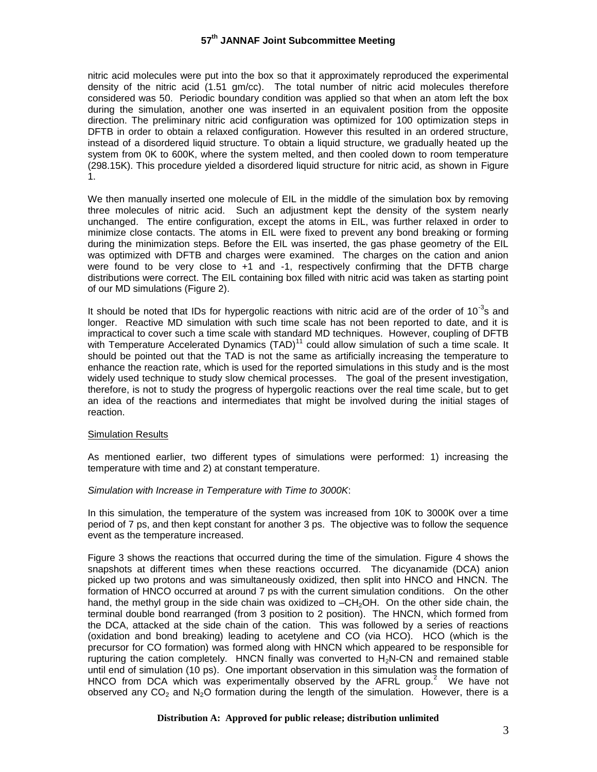nitric acid molecules were put into the box so that it approximately reproduced the experimental density of the nitric acid (1.51 gm/cc). The total number of nitric acid molecules therefore considered was 50. Periodic boundary condition was applied so that when an atom left the box during the simulation, another one was inserted in an equivalent position from the opposite direction. The preliminary nitric acid configuration was optimized for 100 optimization steps in DFTB in order to obtain a relaxed configuration. However this resulted in an ordered structure, instead of a disordered liquid structure. To obtain a liquid structure, we gradually heated up the system from 0K to 600K, where the system melted, and then cooled down to room temperature (298.15K). This procedure yielded a disordered liquid structure for nitric acid, as shown in Figure 1.

We then manually inserted one molecule of EIL in the middle of the simulation box by removing three molecules of nitric acid. Such an adjustment kept the density of the system nearly unchanged. The entire configuration, except the atoms in EIL, was further relaxed in order to minimize close contacts. The atoms in EIL were fixed to prevent any bond breaking or forming during the minimization steps. Before the EIL was inserted, the gas phase geometry of the EIL was optimized with DFTB and charges were examined. The charges on the cation and anion were found to be very close to +1 and -1, respectively confirming that the DFTB charge distributions were correct. The EIL containing box filled with nitric acid was taken as starting point of our MD simulations (Figure 2).

It should be noted that IDs for hypergolic reactions with nitric acid are of the order of $10^{-3}$s and longer. Reactive MD simulation with such time scale has not been reported to date, and it is impractical to cover such a time scale with standard MD techniques. However, coupling of DFTB with Temperature Accelerated Dynamics (TAD)[11] could allow simulation of such a time scale. It should be pointed out that the TAD is not the same as artificially increasing the temperature to enhance the reaction rate, which is used for the reported simulations in this study and is the most widely used technique to study slow chemical processes. The goal of the present investigation, therefore, is not to study the progress of hypergolic reactions over the real time scale, but to get an idea of the reactions and intermediates that might be involved during the initial stages of reaction.

Simulation Results

As mentioned earlier, two different types of simulations were performed: 1) increasing the temperature with time and 2) at constant temperature.

*Simulation with Increase in Temperature with Time to 3000K*:

In this simulation, the temperature of the system was increased from 10K to 3000K over a time period of 7 ps, and then kept constant for another 3 ps. The objective was to follow the sequence event as the temperature increased.

Figure 3 shows the reactions that occurred during the time of the simulation. Figure 4 shows the snapshots at different times when these reactions occurred. The dicyanamide (DCA) anion picked up two protons and was simultaneously oxidized, then split into HNCO and HNCN. The formation of HNCO occurred at around 7 ps with the current simulation conditions. On the other hand, the methyl group in the side chain was oxidized to $-CH_2OH$. On the other side chain, the terminal double bond rearranged (from 3 position to 2 position). The HNCN, which formed from the DCA, attacked at the side chain of the cation. This was followed by a series of reactions (oxidation and bond breaking) leading to acetylene and CO (via HCO). HCO (which is the precursor for CO formation) was formed along with HNCN which appeared to be responsible for rupturing the cation completely. HNCN finally was converted to $H_2N$-CN and remained stable until end of simulation (10 ps). One important observation in this simulation was the formation of HNCO from DCA which was experimentally observed by the AFRL group.[2] We have not observed any $CO_2$ and $N_2O$ formation during the length of the simulation. However, there is a

**Distribution A: Approved for public release; distribution unlimited**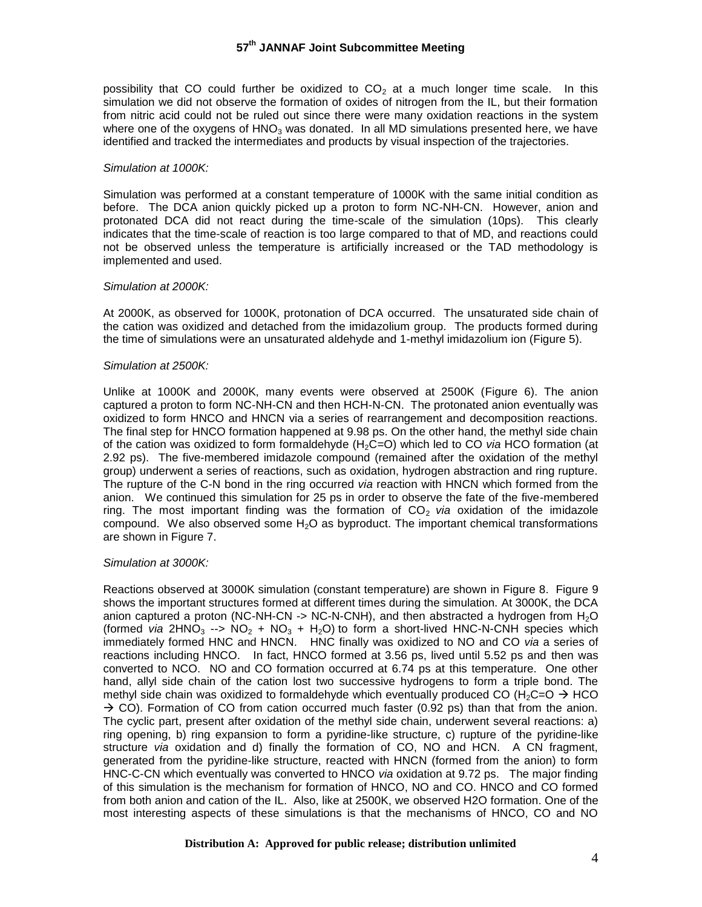possibility that CO could further be oxidized to $CO_2$ at a much longer time scale. In this simulation we did not observe the formation of oxides of nitrogen from the IL, but their formation from nitric acid could not be ruled out since there were many oxidation reactions in the system where one of the oxygens of $HNO_3$ was donated. In all MD simulations presented here, we have identified and tracked the intermediates and products by visual inspection of the trajectories.

*Simulation at 1000K:*

Simulation was performed at a constant temperature of 1000K with the same initial condition as before. The DCA anion quickly picked up a proton to form NC-NH-CN. However, anion and protonated DCA did not react during the time-scale of the simulation (10ps). This clearly indicates that the time-scale of reaction is too large compared to that of MD, and reactions could not be observed unless the temperature is artificially increased or the TAD methodology is implemented and used.

*Simulation at 2000K:*

At 2000K, as observed for 1000K, protonation of DCA occurred. The unsaturated side chain of the cation was oxidized and detached from the imidazolium group. The products formed during the time of simulations were an unsaturated aldehyde and 1-methyl imidazolium ion (Figure 5).

*Simulation at 2500K:*

Unlike at 1000K and 2000K, many events were observed at 2500K (Figure 6). The anion captured a proton to form NC-NH-CN and then HCH-N-CN. The protonated anion eventually was oxidized to form HNCO and HNCN via a series of rearrangement and decomposition reactions. The final step for HNCO formation happened at 9.98 ps. On the other hand, the methyl side chain of the cation was oxidized to form formaldehyde ($H_2C{=}O$) which led to CO *via* HCO formation (at 2.92 ps). The five-membered imidazole compound (remained after the oxidation of the methyl group) underwent a series of reactions, such as oxidation, hydrogen abstraction and ring rupture. The rupture of the C-N bond in the ring occurred *via* reaction with HNCN which formed from the anion. We continued this simulation for 25 ps in order to observe the fate of the five-membered ring. The most important finding was the formation of $CO_2$ *via* oxidation of the imidazole compound. We also observed some $H_2O$ as byproduct. The important chemical transformations are shown in Figure 7.

*Simulation at 3000K:*

Reactions observed at 3000K simulation (constant temperature) are shown in Figure 8. Figure 9 shows the important structures formed at different times during the simulation. At 3000K, the DCA anion captured a proton (NC-NH-CN -> NC-N-CNH), and then abstracted a hydrogen from $H_2O$ (formed *via* $2HNO_3 \rightarrow NO_2 + NO_3 + H_2O$) to form a short-lived HNC-N-CNH species which immediately formed HNC and HNCN. HNC finally was oxidized to NO and CO *via* a series of reactions including HNCO. In fact, HNCO formed at 3.56 ps, lived until 5.52 ps and then was converted to NCO. NO and CO formation occurred at 6.74 ps at this temperature. One other hand, allyl side chain of the cation lost two successive hydrogens to form a triple bond. The methyl side chain was oxidized to formaldehyde which eventually produced CO ($H_2C{=}O \rightarrow HCO \rightarrow CO$). Formation of CO from cation occurred much faster (0.92 ps) than that from the anion. The cyclic part, present after oxidation of the methyl side chain, underwent several reactions: a) ring opening, b) ring expansion to form a pyridine-like structure, c) rupture of the pyridine-like structure *via* oxidation and d) finally the formation of CO, NO and HCN. A CN fragment, generated from the pyridine-like structure, reacted with HNCN (formed from the anion) to form HNC-C-CN which eventually was converted to HNCO *via* oxidation at 9.72 ps. The major finding of this simulation is the mechanism for formation of HNCO, NO and CO. HNCO and CO formed from both anion and cation of the IL. Also, like at 2500K, we observed H2O formation. One of the most interesting aspects of these simulations is that the mechanisms of HNCO, CO and NO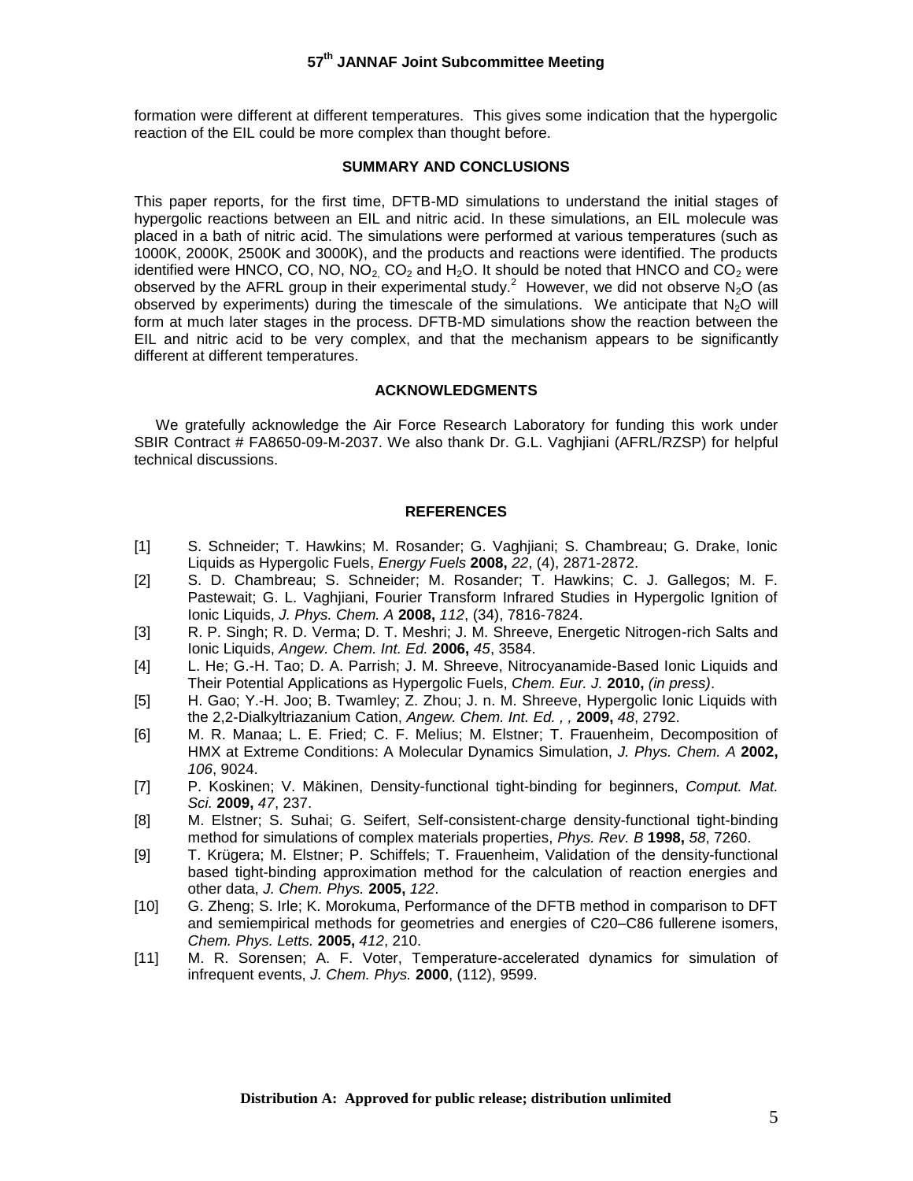formation were different at different temperatures. This gives some indication that the hypergolic reaction of the EIL could be more complex than thought before.

## SUMMARY AND CONCLUSIONS

This paper reports, for the first time, DFTB-MD simulations to understand the initial stages of hypergolic reactions between an EIL and nitric acid. In these simulations, an EIL molecule was placed in a bath of nitric acid. The simulations were performed at various temperatures (such as 1000K, 2000K, 2500K and 3000K), and the products and reactions were identified. The products identified were HNCO, CO, NO, $NO_2$, $CO_2$ and $H_2O$. It should be noted that HNCO and $CO_2$ were observed by the AFRL group in their experimental study.[2] However, we did not observe $N_2O$ (as observed by experiments) during the timescale of the simulations. We anticipate that $N_2O$ will form at much later stages in the process. DFTB-MD simulations show the reaction between the EIL and nitric acid to be very complex, and that the mechanism appears to be significantly different at different temperatures.

## ACKNOWLEDGMENTS

We gratefully acknowledge the Air Force Research Laboratory for funding this work under SBIR Contract # FA8650-09-M-2037. We also thank Dr. G.L. Vaghjiani (AFRL/RZSP) for helpful technical discussions.

## REFERENCES

[1] S. Schneider; T. Hawkins; M. Rosander; G. Vaghjiani; S. Chambreau; G. Drake, Ionic Liquids as Hypergolic Fuels, *Energy Fuels* **2008,** *22*, (4), 2871-2872.

[2] S. D. Chambreau; S. Schneider; M. Rosander; T. Hawkins; C. J. Gallegos; M. F. Pastewait; G. L. Vaghjiani, Fourier Transform Infrared Studies in Hypergolic Ignition of Ionic Liquids, *J. Phys. Chem. A* **2008,** *112*, (34), 7816-7824.

[3] R. P. Singh; R. D. Verma; D. T. Meshri; J. M. Shreeve, Energetic Nitrogen-rich Salts and Ionic Liquids, *Angew. Chem. Int. Ed.* **2006,** *45*, 3584.

[4] L. He; G.-H. Tao; D. A. Parrish; J. M. Shreeve, Nitrocyanamide-Based Ionic Liquids and Their Potential Applications as Hypergolic Fuels, *Chem. Eur. J.* **2010,** *(in press)*.

[5] H. Gao; Y.-H. Joo; B. Twamley; Z. Zhou; J. n. M. Shreeve, Hypergolic Ionic Liquids with the 2,2-Dialkyltriazanium Cation, *Angew. Chem. Int. Ed. , ,* **2009,** *48*, 2792.

[6] M. R. Manaa; L. E. Fried; C. F. Melius; M. Elstner; T. Frauenheim, Decomposition of HMX at Extreme Conditions: A Molecular Dynamics Simulation, *J. Phys. Chem. A* **2002,** *106*, 9024.

[7] P. Koskinen; V. Mäkinen, Density-functional tight-binding for beginners, *Comput. Mat. Sci.* **2009,** *47*, 237.

[8] M. Elstner; S. Suhai; G. Seifert, Self-consistent-charge density-functional tight-binding method for simulations of complex materials properties, *Phys. Rev. B* **1998,** *58*, 7260.

[9] T. Krügera; M. Elstner; P. Schiffels; T. Frauenheim, Validation of the density-functional based tight-binding approximation method for the calculation of reaction energies and other data, *J. Chem. Phys.* **2005,** *122*.

[10] G. Zheng; S. Irle; K. Morokuma, Performance of the DFTB method in comparison to DFT and semiempirical methods for geometries and energies of C20–C86 fullerene isomers, *Chem. Phys. Letts.* **2005,** *412*, 210.

[11] M. R. Sorensen; A. F. Voter, Temperature-accelerated dynamics for simulation of infrequent events, *J. Chem. Phys.* **2000**, (112), 9599.

**Distribution A: Approved for public release; distribution unlimited**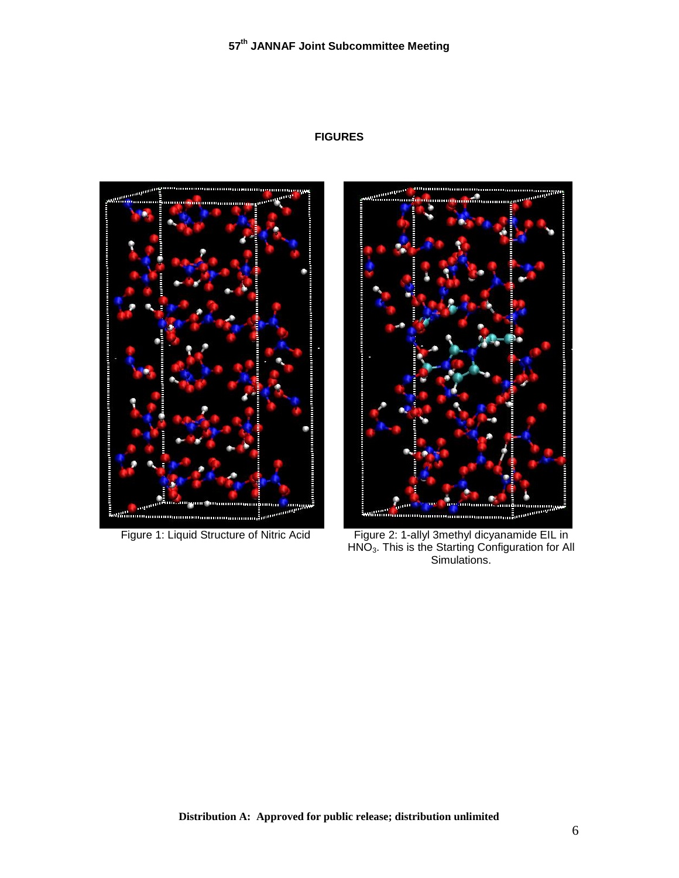**FIGURES**

Figure 1: Liquid Structure of Nitric Acid

Figure 2: 1-allyl 3methyl dicyanamide EIL in $HNO_3$. This is the Starting Configuration for All Simulations.

**Distribution A: Approved for public release; distribution unlimited**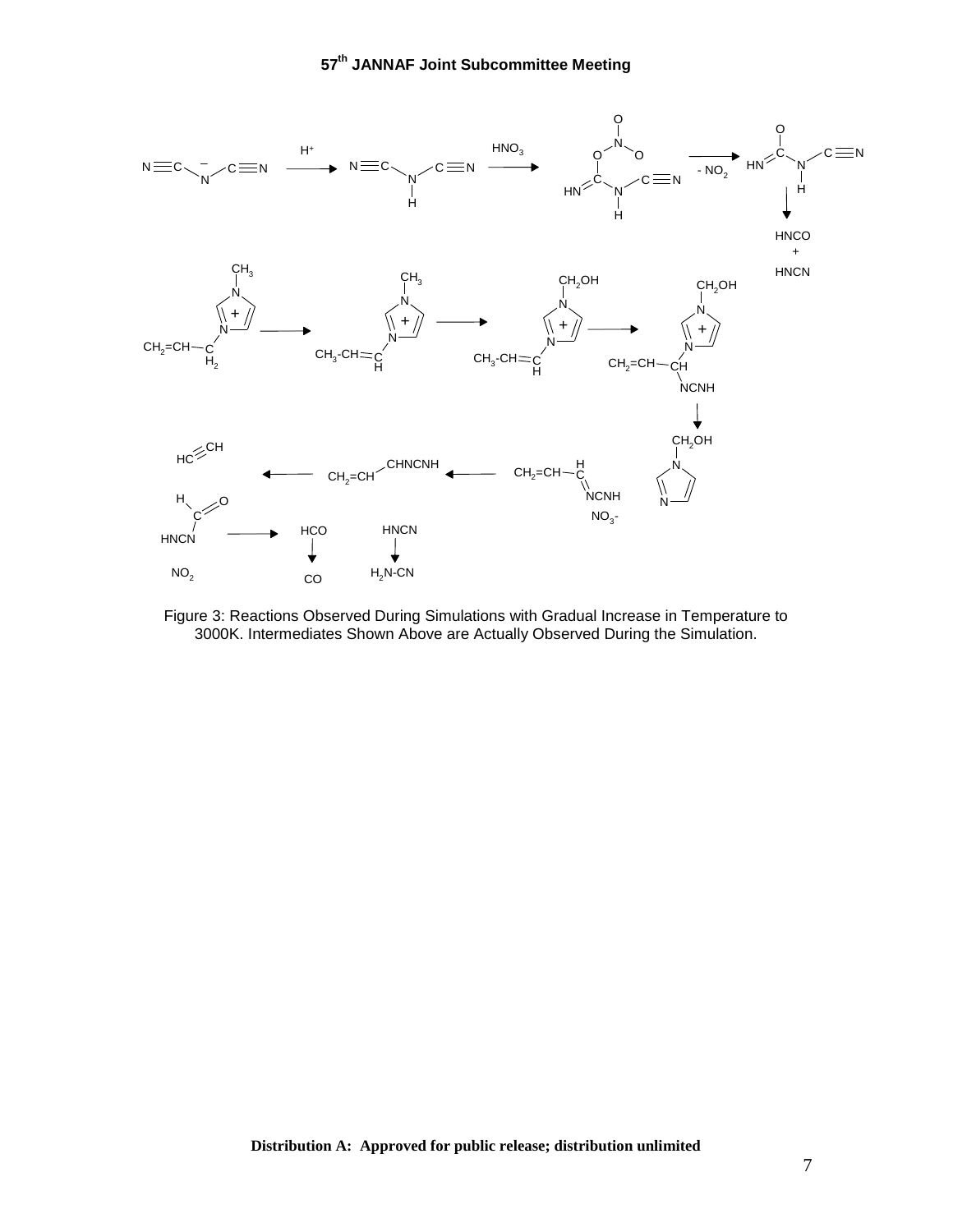Figure 3: Reactions Observed During Simulations with Gradual Increase in Temperature to 3000K. Intermediates Shown Above are Actually Observed During the Simulation.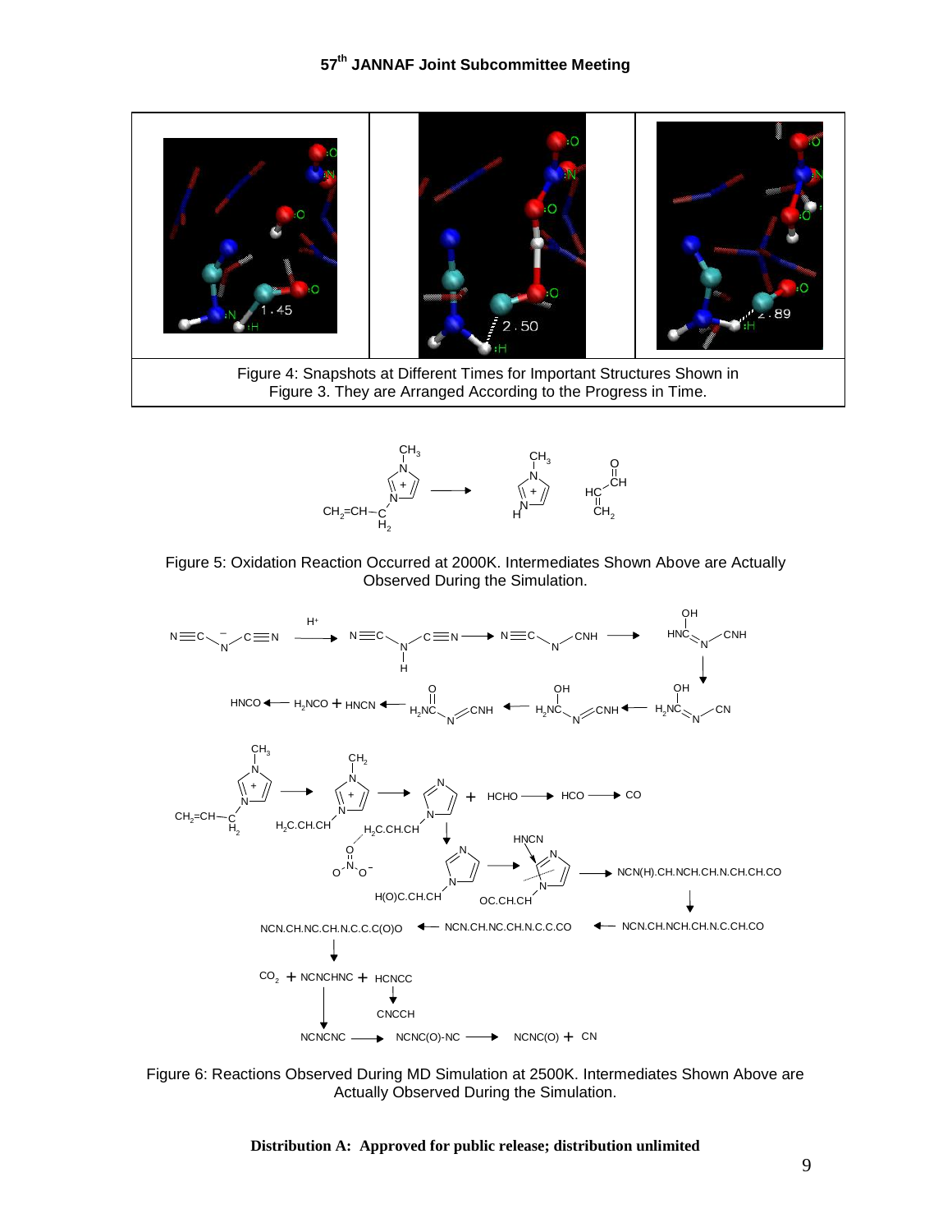Figure 4: Snapshots at Different Times for Important Structures Shown in Figure 3. They are Arranged According to the Progress in Time.

Figure 5: Oxidation Reaction Occurred at 2000K. Intermediates Shown Above are Actually Observed During the Simulation.

Figure 6: Reactions Observed During MD Simulation at 2500K. Intermediates Shown Above are Actually Observed During the Simulation.

**Distribution A: Approved for public release; distribution unlimited**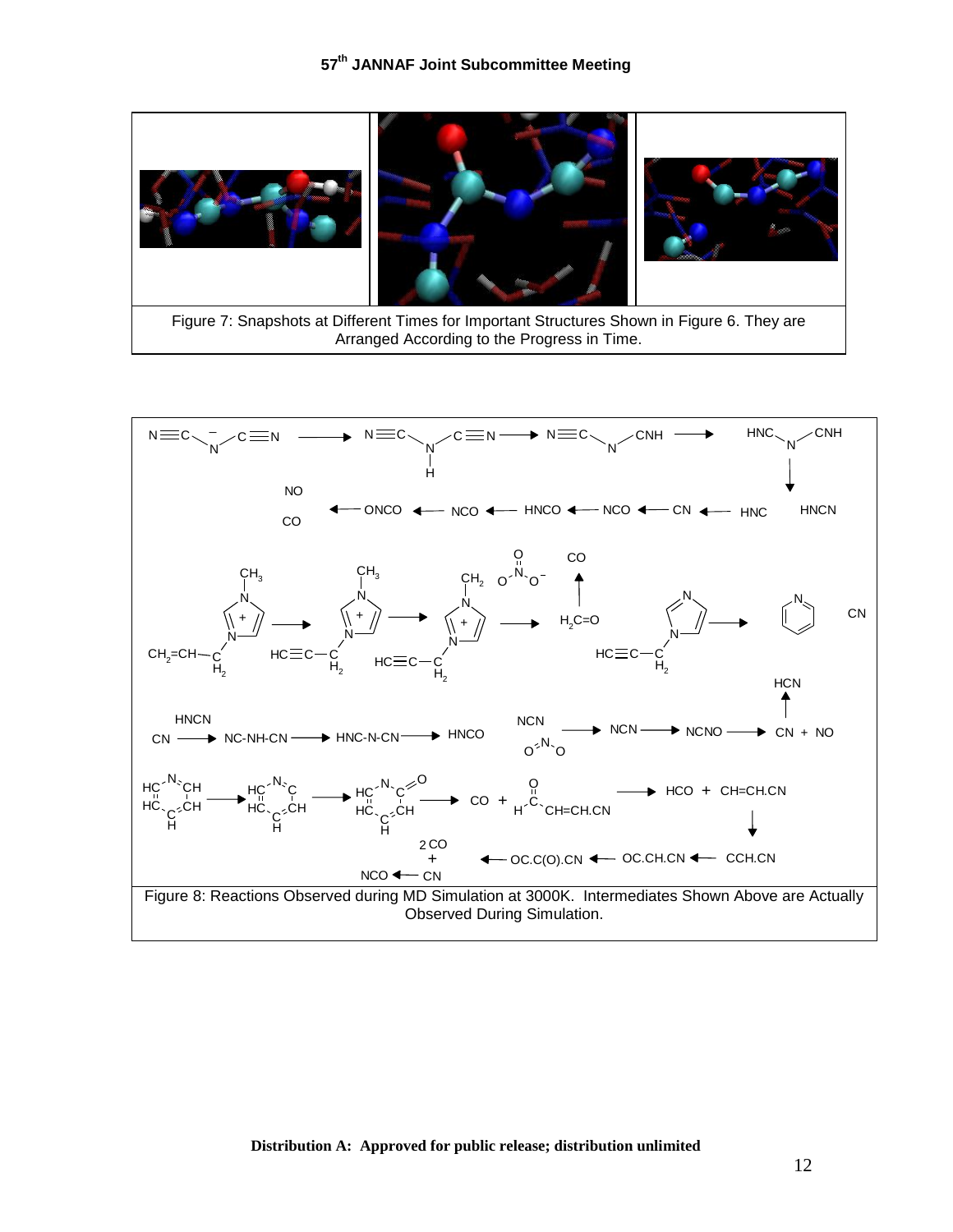Figure 7: Snapshots at Different Times for Important Structures Shown in Figure 6. They are Arranged According to the Progress in Time.

Figure 8: Reactions Observed during MD Simulation at 3000K. Intermediates Shown Above are Actually Observed During Simulation.

**Distribution A: Approved for public release; distribution unlimited**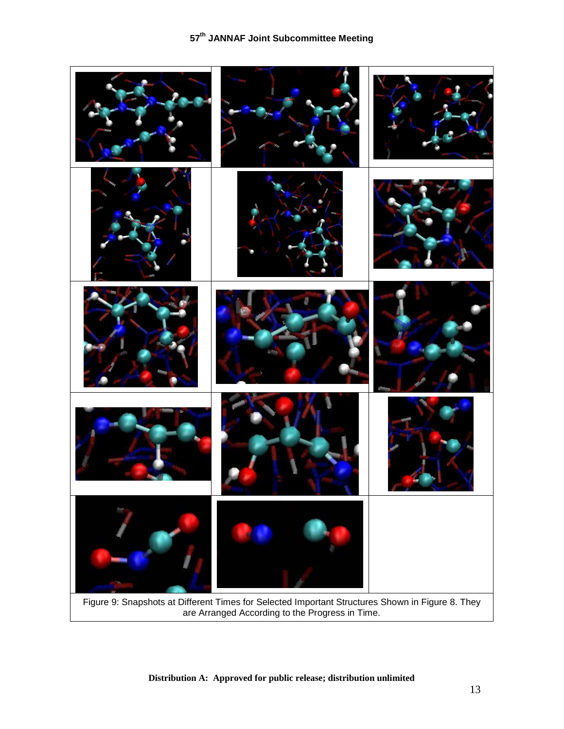Figure 9: Snapshots at Different Times for Selected Important Structures Shown in Figure 8. They are Arranged According to the Progress in Time.

**Distribution A: Approved for public release; distribution unlimited**